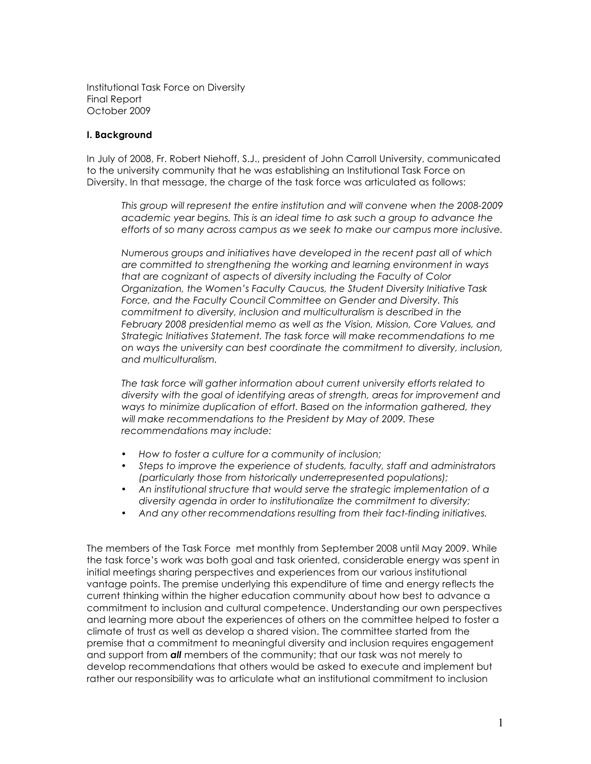Institutional Task Force on Diversity
Final Report
October 2009

## I. Background

In July of 2008, Fr. Robert Niehoff, S.J., president of John Carroll University, communicated to the university community that he was establishing an Institutional Task Force on Diversity. In that message, the charge of the task force was articulated as follows:

> *This group will represent the entire institution and will convene when the 2008-2009 academic year begins. This is an ideal time to ask such a group to advance the efforts of so many across campus as we seek to make our campus more inclusive.*
>
> *Numerous groups and initiatives have developed in the recent past all of which are committed to strengthening the working and learning environment in ways that are cognizant of aspects of diversity including the Faculty of Color Organization, the Women's Faculty Caucus, the Student Diversity Initiative Task Force, and the Faculty Council Committee on Gender and Diversity. This commitment to diversity, inclusion and multiculturalism is described in the February 2008 presidential memo as well as the Vision, Mission, Core Values, and Strategic Initiatives Statement. The task force will make recommendations to me on ways the university can best coordinate the commitment to diversity, inclusion, and multiculturalism.*
>
> *The task force will gather information about current university efforts related to diversity with the goal of identifying areas of strength, areas for improvement and ways to minimize duplication of effort. Based on the information gathered, they will make recommendations to the President by May of 2009. These recommendations may include:*
>
> - *How to foster a culture for a community of inclusion;*
> - *Steps to improve the experience of students, faculty, staff and administrators (particularly those from historically underrepresented populations);*
> - *An institutional structure that would serve the strategic implementation of a diversity agenda in order to institutionalize the commitment to diversity;*
> - *And any other recommendations resulting from their fact-finding initiatives.*

The members of the Task Force met monthly from September 2008 until May 2009. While the task force's work was both goal and task oriented, considerable energy was spent in initial meetings sharing perspectives and experiences from our various institutional vantage points. The premise underlying this expenditure of time and energy reflects the current thinking within the higher education community about how best to advance a commitment to inclusion and cultural competence. Understanding our own perspectives and learning more about the experiences of others on the committee helped to foster a climate of trust as well as develop a shared vision. The committee started from the premise that a commitment to meaningful diversity and inclusion requires engagement and support from ***all*** members of the community; that our task was not merely to develop recommendations that others would be asked to execute and implement but rather our responsibility was to articulate what an institutional commitment to inclusion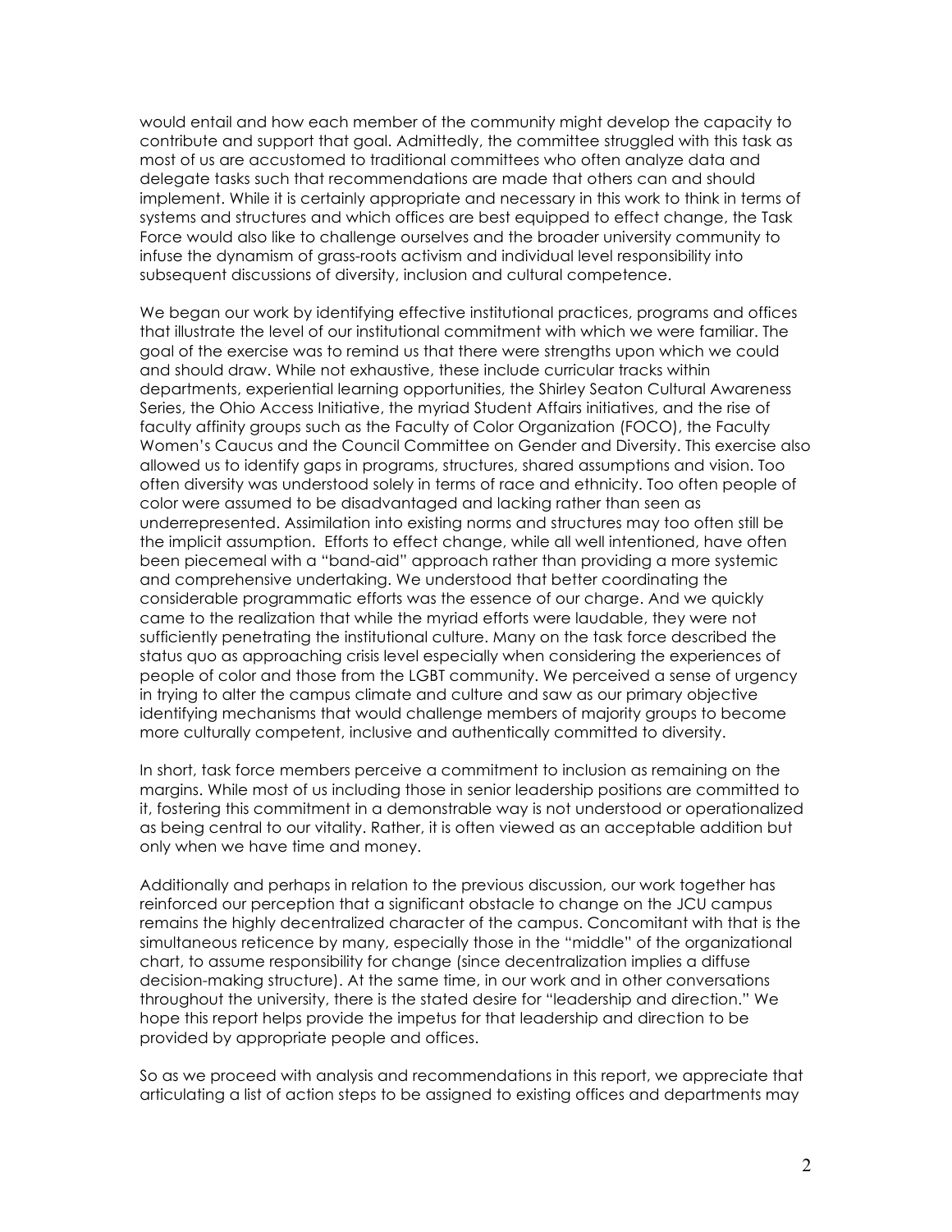would entail and how each member of the community might develop the capacity to contribute and support that goal. Admittedly, the committee struggled with this task as most of us are accustomed to traditional committees who often analyze data and delegate tasks such that recommendations are made that others can and should implement. While it is certainly appropriate and necessary in this work to think in terms of systems and structures and which offices are best equipped to effect change, the Task Force would also like to challenge ourselves and the broader university community to infuse the dynamism of grass-roots activism and individual level responsibility into subsequent discussions of diversity, inclusion and cultural competence.

We began our work by identifying effective institutional practices, programs and offices that illustrate the level of our institutional commitment with which we were familiar. The goal of the exercise was to remind us that there were strengths upon which we could and should draw. While not exhaustive, these include curricular tracks within departments, experiential learning opportunities, the Shirley Seaton Cultural Awareness Series, the Ohio Access Initiative, the myriad Student Affairs initiatives, and the rise of faculty affinity groups such as the Faculty of Color Organization (FOCO), the Faculty Women's Caucus and the Council Committee on Gender and Diversity. This exercise also allowed us to identify gaps in programs, structures, shared assumptions and vision. Too often diversity was understood solely in terms of race and ethnicity. Too often people of color were assumed to be disadvantaged and lacking rather than seen as underrepresented. Assimilation into existing norms and structures may too often still be the implicit assumption. Efforts to effect change, while all well intentioned, have often been piecemeal with a "band-aid" approach rather than providing a more systemic and comprehensive undertaking. We understood that better coordinating the considerable programmatic efforts was the essence of our charge. And we quickly came to the realization that while the myriad efforts were laudable, they were not sufficiently penetrating the institutional culture. Many on the task force described the status quo as approaching crisis level especially when considering the experiences of people of color and those from the LGBT community. We perceived a sense of urgency in trying to alter the campus climate and culture and saw as our primary objective identifying mechanisms that would challenge members of majority groups to become more culturally competent, inclusive and authentically committed to diversity.

In short, task force members perceive a commitment to inclusion as remaining on the margins. While most of us including those in senior leadership positions are committed to it, fostering this commitment in a demonstrable way is not understood or operationalized as being central to our vitality. Rather, it is often viewed as an acceptable addition but only when we have time and money.

Additionally and perhaps in relation to the previous discussion, our work together has reinforced our perception that a significant obstacle to change on the JCU campus remains the highly decentralized character of the campus. Concomitant with that is the simultaneous reticence by many, especially those in the "middle" of the organizational chart, to assume responsibility for change (since decentralization implies a diffuse decision-making structure). At the same time, in our work and in other conversations throughout the university, there is the stated desire for "leadership and direction." We hope this report helps provide the impetus for that leadership and direction to be provided by appropriate people and offices.

So as we proceed with analysis and recommendations in this report, we appreciate that articulating a list of action steps to be assigned to existing offices and departments may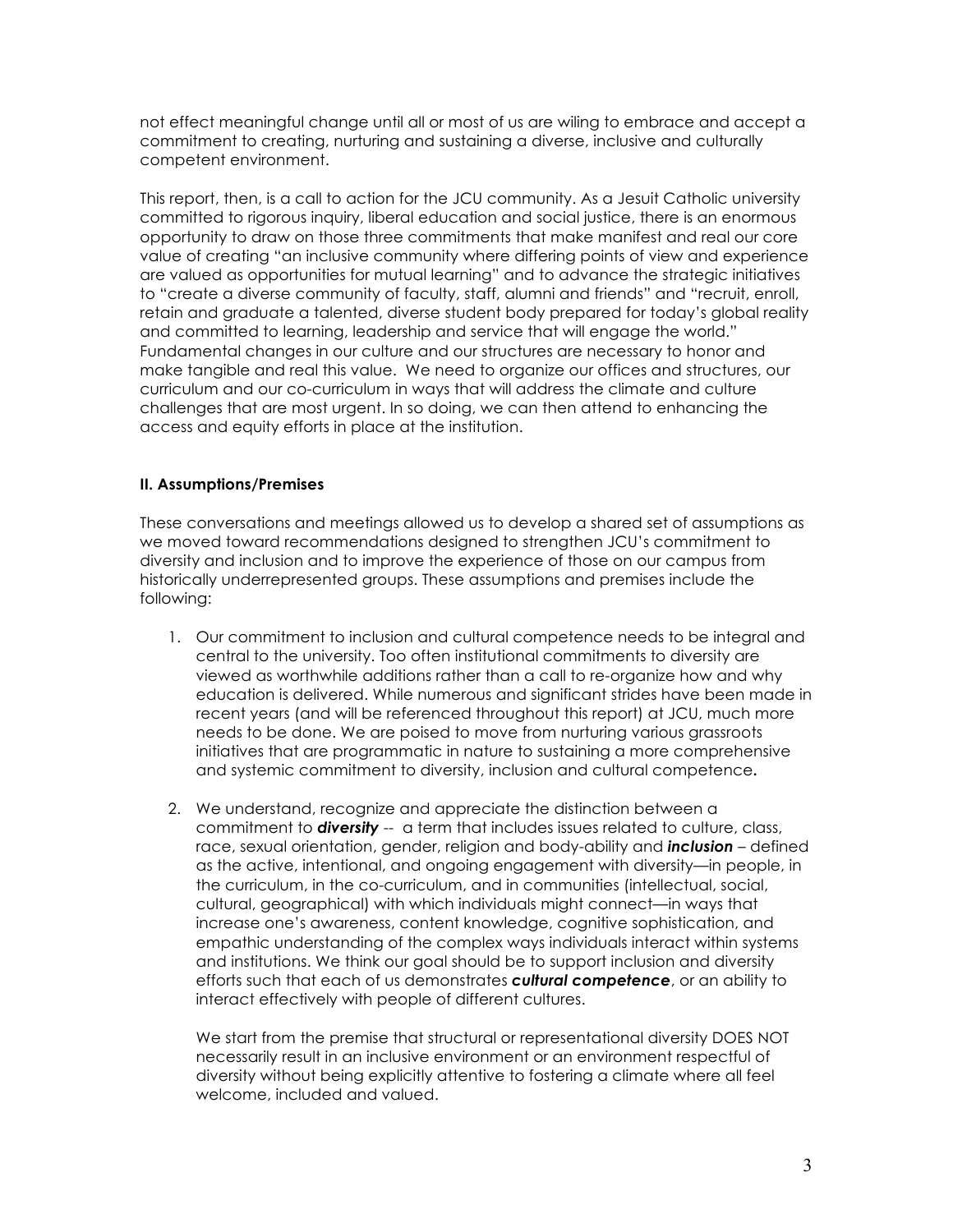not effect meaningful change until all or most of us are wiling to embrace and accept a commitment to creating, nurturing and sustaining a diverse, inclusive and culturally competent environment.

This report, then, is a call to action for the JCU community. As a Jesuit Catholic university committed to rigorous inquiry, liberal education and social justice, there is an enormous opportunity to draw on those three commitments that make manifest and real our core value of creating "an inclusive community where differing points of view and experience are valued as opportunities for mutual learning" and to advance the strategic initiatives to "create a diverse community of faculty, staff, alumni and friends" and "recruit, enroll, retain and graduate a talented, diverse student body prepared for today's global reality and committed to learning, leadership and service that will engage the world." Fundamental changes in our culture and our structures are necessary to honor and make tangible and real this value. We need to organize our offices and structures, our curriculum and our co-curriculum in ways that will address the climate and culture challenges that are most urgent. In so doing, we can then attend to enhancing the access and equity efforts in place at the institution.

## II. Assumptions/Premises

These conversations and meetings allowed us to develop a shared set of assumptions as we moved toward recommendations designed to strengthen JCU's commitment to diversity and inclusion and to improve the experience of those on our campus from historically underrepresented groups. These assumptions and premises include the following:

1. Our commitment to inclusion and cultural competence needs to be integral and central to the university. Too often institutional commitments to diversity are viewed as worthwhile additions rather than a call to re-organize how and why education is delivered. While numerous and significant strides have been made in recent years (and will be referenced throughout this report) at JCU, much more needs to be done. We are poised to move from nurturing various grassroots initiatives that are programmatic in nature to sustaining a more comprehensive and systemic commitment to diversity, inclusion and cultural competence**.**

2. We understand, recognize and appreciate the distinction between a commitment to ***diversity*** -- a term that includes issues related to culture, class, race, sexual orientation, gender, religion and body-ability and ***inclusion*** – defined as the active, intentional, and ongoing engagement with diversity—in people, in the curriculum, in the co-curriculum, and in communities (intellectual, social, cultural, geographical) with which individuals might connect—in ways that increase one's awareness, content knowledge, cognitive sophistication, and empathic understanding of the complex ways individuals interact within systems and institutions. We think our goal should be to support inclusion and diversity efforts such that each of us demonstrates ***cultural competence***, or an ability to interact effectively with people of different cultures.

   We start from the premise that structural or representational diversity DOES NOT necessarily result in an inclusive environment or an environment respectful of diversity without being explicitly attentive to fostering a climate where all feel welcome, included and valued.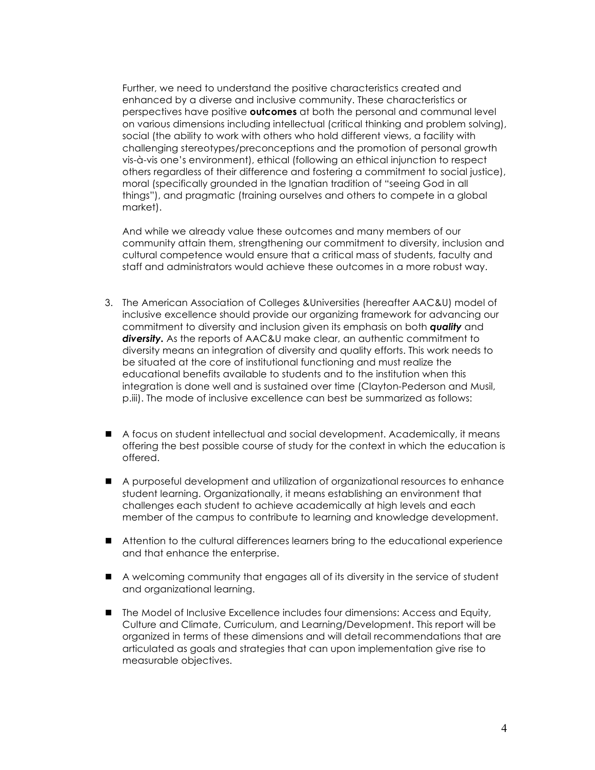Further, we need to understand the positive characteristics created and enhanced by a diverse and inclusive community. These characteristics or perspectives have positive **outcomes** at both the personal and communal level on various dimensions including intellectual (critical thinking and problem solving), social (the ability to work with others who hold different views, a facility with challenging stereotypes/preconceptions and the promotion of personal growth vis-à-vis one's environment), ethical (following an ethical injunction to respect others regardless of their difference and fostering a commitment to social justice), moral (specifically grounded in the Ignatian tradition of "seeing God in all things"), and pragmatic (training ourselves and others to compete in a global market).

And while we already value these outcomes and many members of our community attain them, strengthening our commitment to diversity, inclusion and cultural competence would ensure that a critical mass of students, faculty and staff and administrators would achieve these outcomes in a more robust way.

3. The American Association of Colleges &Universities (hereafter AAC&U) model of inclusive excellence should provide our organizing framework for advancing our commitment to diversity and inclusion given its emphasis on both ***quality*** and ***diversity***. As the reports of AAC&U make clear, an authentic commitment to diversity means an integration of diversity and quality efforts. This work needs to be situated at the core of institutional functioning and must realize the educational benefits available to students and to the institution when this integration is done well and is sustained over time (Clayton-Pederson and Musil, p.iii). The mode of inclusive excellence can best be summarized as follows:

- A focus on student intellectual and social development. Academically, it means offering the best possible course of study for the context in which the education is offered.
- A purposeful development and utilization of organizational resources to enhance student learning. Organizationally, it means establishing an environment that challenges each student to achieve academically at high levels and each member of the campus to contribute to learning and knowledge development.
- Attention to the cultural differences learners bring to the educational experience and that enhance the enterprise.
- A welcoming community that engages all of its diversity in the service of student and organizational learning.
- The Model of Inclusive Excellence includes four dimensions: Access and Equity, Culture and Climate, Curriculum, and Learning/Development. This report will be organized in terms of these dimensions and will detail recommendations that are articulated as goals and strategies that can upon implementation give rise to measurable objectives.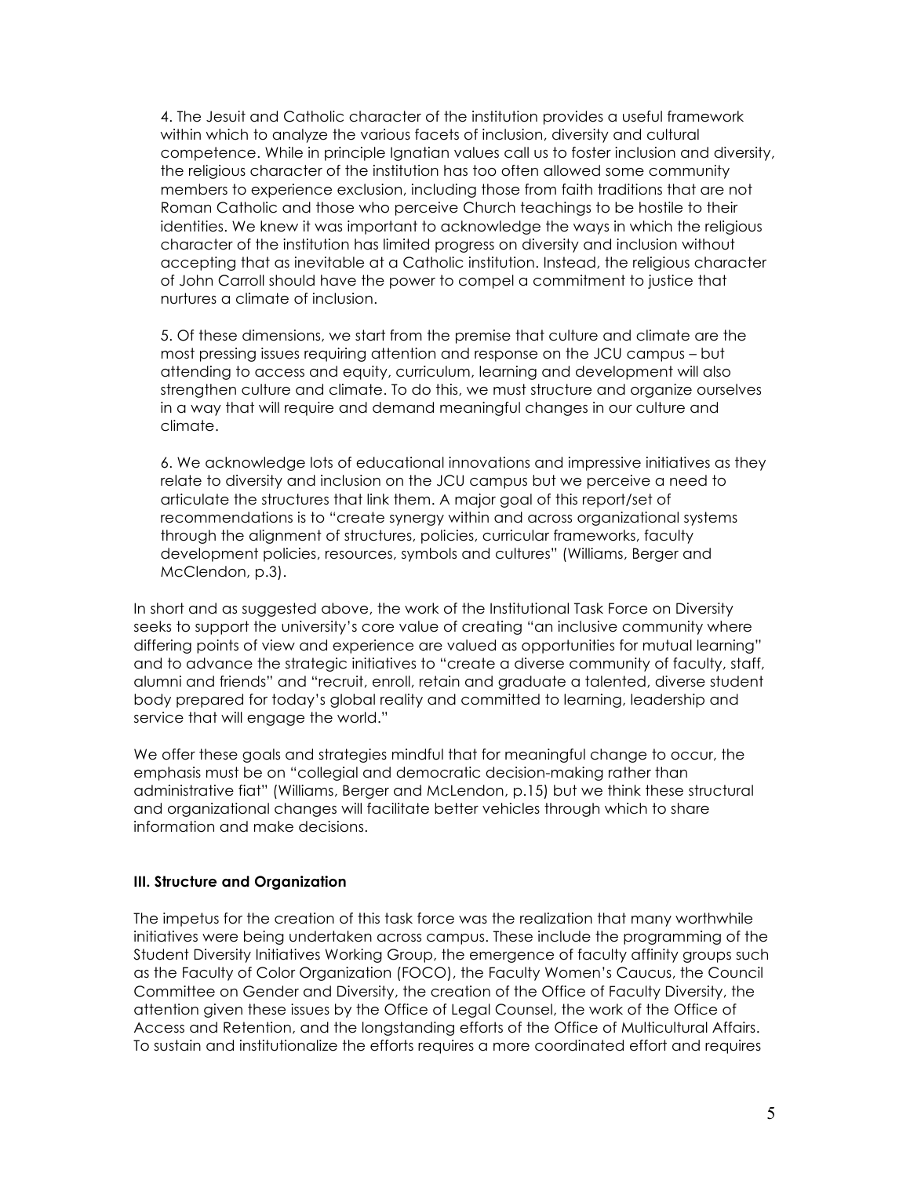4. The Jesuit and Catholic character of the institution provides a useful framework within which to analyze the various facets of inclusion, diversity and cultural competence. While in principle Ignatian values call us to foster inclusion and diversity, the religious character of the institution has too often allowed some community members to experience exclusion, including those from faith traditions that are not Roman Catholic and those who perceive Church teachings to be hostile to their identities. We knew it was important to acknowledge the ways in which the religious character of the institution has limited progress on diversity and inclusion without accepting that as inevitable at a Catholic institution. Instead, the religious character of John Carroll should have the power to compel a commitment to justice that nurtures a climate of inclusion.

5. Of these dimensions, we start from the premise that culture and climate are the most pressing issues requiring attention and response on the JCU campus – but attending to access and equity, curriculum, learning and development will also strengthen culture and climate. To do this, we must structure and organize ourselves in a way that will require and demand meaningful changes in our culture and climate.

6. We acknowledge lots of educational innovations and impressive initiatives as they relate to diversity and inclusion on the JCU campus but we perceive a need to articulate the structures that link them. A major goal of this report/set of recommendations is to "create synergy within and across organizational systems through the alignment of structures, policies, curricular frameworks, faculty development policies, resources, symbols and cultures" (Williams, Berger and McClendon, p.3).

In short and as suggested above, the work of the Institutional Task Force on Diversity seeks to support the university's core value of creating "an inclusive community where differing points of view and experience are valued as opportunities for mutual learning" and to advance the strategic initiatives to "create a diverse community of faculty, staff, alumni and friends" and "recruit, enroll, retain and graduate a talented, diverse student body prepared for today's global reality and committed to learning, leadership and service that will engage the world."

We offer these goals and strategies mindful that for meaningful change to occur, the emphasis must be on "collegial and democratic decision-making rather than administrative fiat" (Williams, Berger and McLendon, p.15) but we think these structural and organizational changes will facilitate better vehicles through which to share information and make decisions.

### III. Structure and Organization

The impetus for the creation of this task force was the realization that many worthwhile initiatives were being undertaken across campus. These include the programming of the Student Diversity Initiatives Working Group, the emergence of faculty affinity groups such as the Faculty of Color Organization (FOCO), the Faculty Women's Caucus, the Council Committee on Gender and Diversity, the creation of the Office of Faculty Diversity, the attention given these issues by the Office of Legal Counsel, the work of the Office of Access and Retention, and the longstanding efforts of the Office of Multicultural Affairs. To sustain and institutionalize the efforts requires a more coordinated effort and requires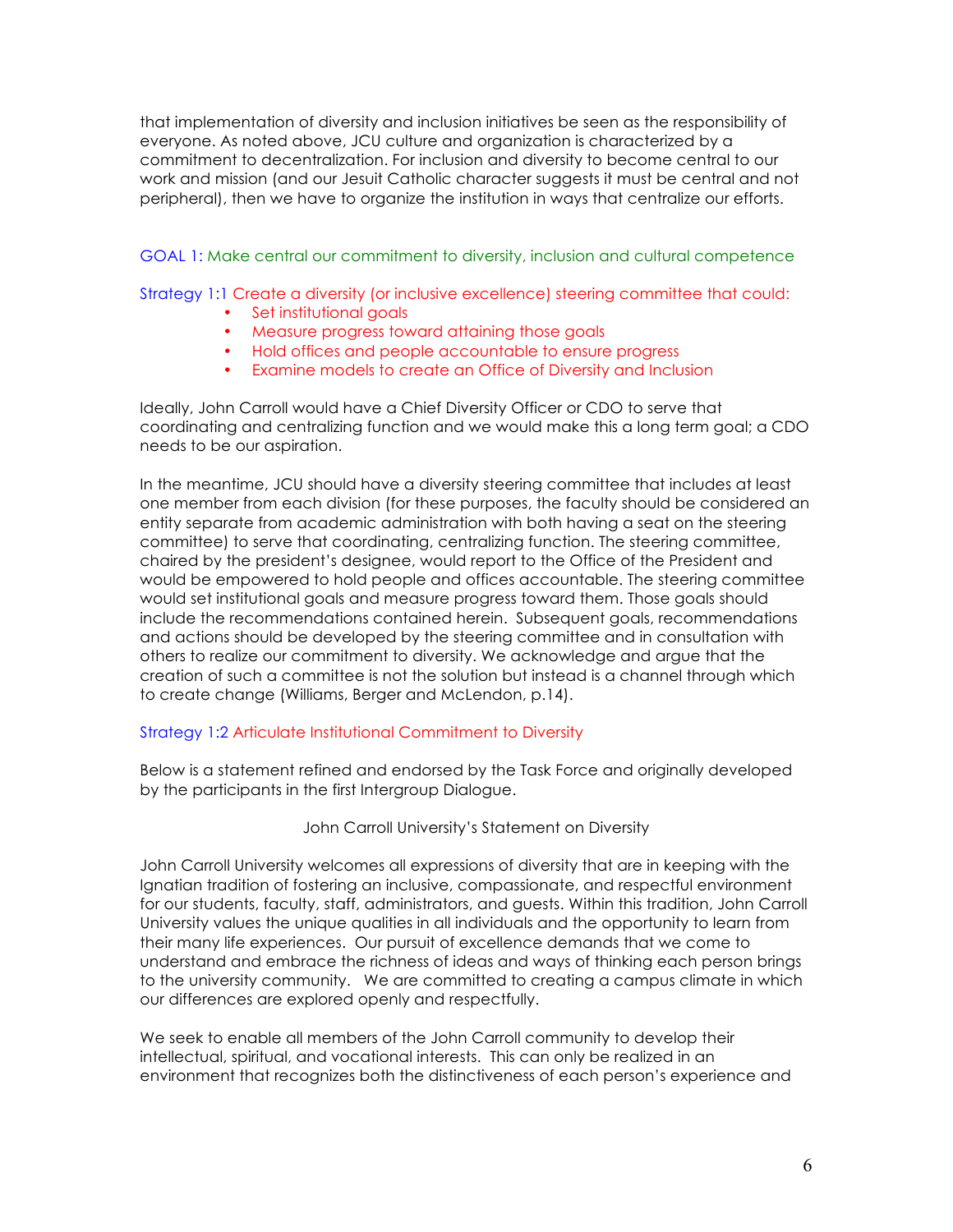that implementation of diversity and inclusion initiatives be seen as the responsibility of everyone. As noted above, JCU culture and organization is characterized by a commitment to decentralization. For inclusion and diversity to become central to our work and mission (and our Jesuit Catholic character suggests it must be central and not peripheral), then we have to organize the institution in ways that centralize our efforts.

GOAL 1: Make central our commitment to diversity, inclusion and cultural competence

Strategy 1:1 Create a diversity (or inclusive excellence) steering committee that could:

- Set institutional goals
- Measure progress toward attaining those goals
- Hold offices and people accountable to ensure progress
- Examine models to create an Office of Diversity and Inclusion

Ideally, John Carroll would have a Chief Diversity Officer or CDO to serve that coordinating and centralizing function and we would make this a long term goal; a CDO needs to be our aspiration.

In the meantime, JCU should have a diversity steering committee that includes at least one member from each division (for these purposes, the faculty should be considered an entity separate from academic administration with both having a seat on the steering committee) to serve that coordinating, centralizing function. The steering committee, chaired by the president's designee, would report to the Office of the President and would be empowered to hold people and offices accountable. The steering committee would set institutional goals and measure progress toward them. Those goals should include the recommendations contained herein. Subsequent goals, recommendations and actions should be developed by the steering committee and in consultation with others to realize our commitment to diversity. We acknowledge and argue that the creation of such a committee is not the solution but instead is a channel through which to create change (Williams, Berger and McLendon, p.14).

Strategy 1:2 Articulate Institutional Commitment to Diversity

Below is a statement refined and endorsed by the Task Force and originally developed by the participants in the first Intergroup Dialogue.

John Carroll University's Statement on Diversity

John Carroll University welcomes all expressions of diversity that are in keeping with the Ignatian tradition of fostering an inclusive, compassionate, and respectful environment for our students, faculty, staff, administrators, and guests. Within this tradition, John Carroll University values the unique qualities in all individuals and the opportunity to learn from their many life experiences. Our pursuit of excellence demands that we come to understand and embrace the richness of ideas and ways of thinking each person brings to the university community. We are committed to creating a campus climate in which our differences are explored openly and respectfully.

We seek to enable all members of the John Carroll community to develop their intellectual, spiritual, and vocational interests. This can only be realized in an environment that recognizes both the distinctiveness of each person's experience and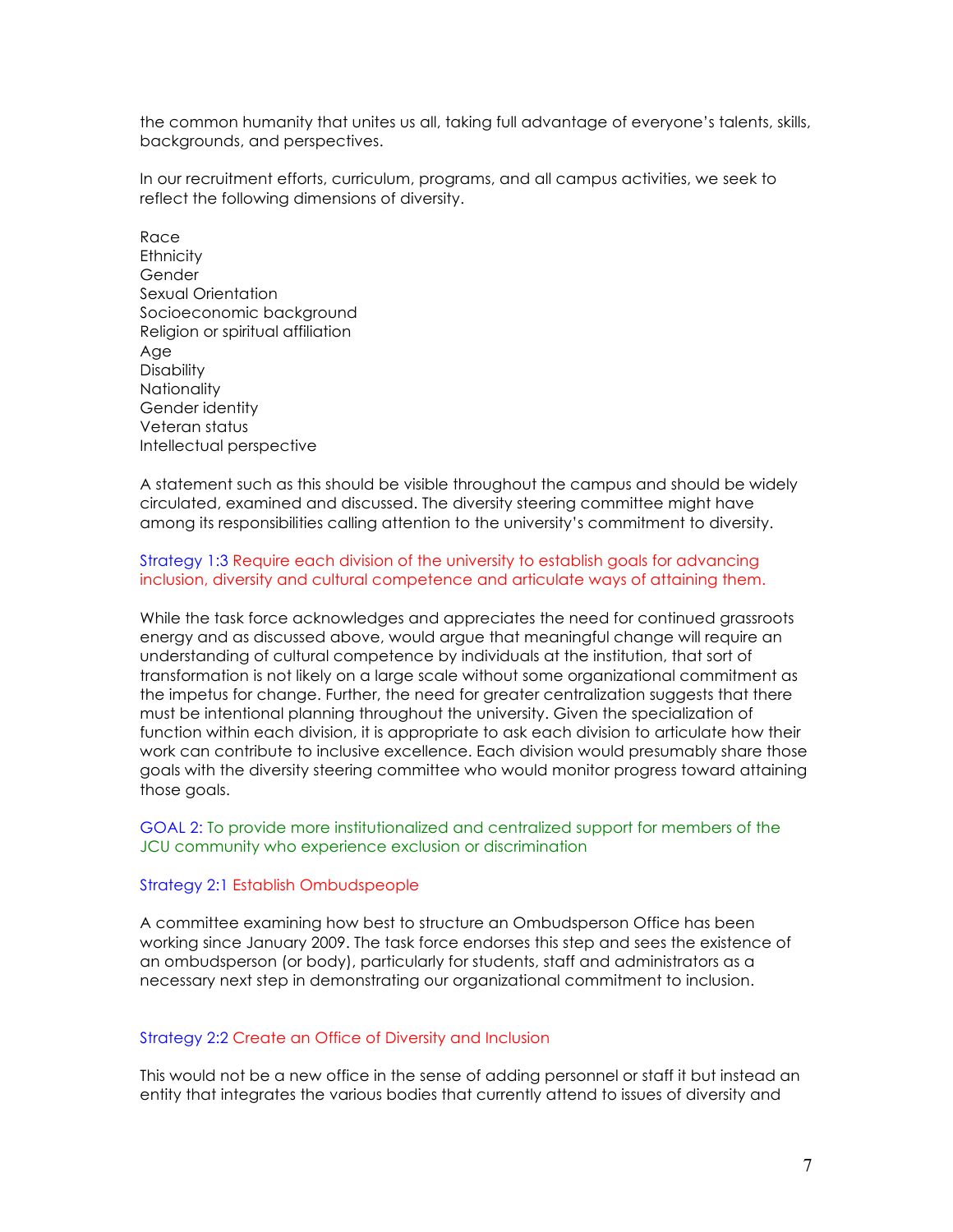the common humanity that unites us all, taking full advantage of everyone's talents, skills, backgrounds, and perspectives.

In our recruitment efforts, curriculum, programs, and all campus activities, we seek to reflect the following dimensions of diversity.

Race
Ethnicity
Gender
Sexual Orientation
Socioeconomic background
Religion or spiritual affiliation
Age
Disability
Nationality
Gender identity
Veteran status
Intellectual perspective

A statement such as this should be visible throughout the campus and should be widely circulated, examined and discussed. The diversity steering committee might have among its responsibilities calling attention to the university's commitment to diversity.

### Strategy 1:3 Require each division of the university to establish goals for advancing inclusion, diversity and cultural competence and articulate ways of attaining them.

While the task force acknowledges and appreciates the need for continued grassroots energy and as discussed above, would argue that meaningful change will require an understanding of cultural competence by individuals at the institution, that sort of transformation is not likely on a large scale without some organizational commitment as the impetus for change. Further, the need for greater centralization suggests that there must be intentional planning throughout the university. Given the specialization of function within each division, it is appropriate to ask each division to articulate how their work can contribute to inclusive excellence. Each division would presumably share those goals with the diversity steering committee who would monitor progress toward attaining those goals.

## GOAL 2: To provide more institutionalized and centralized support for members of the JCU community who experience exclusion or discrimination

### Strategy 2:1 Establish Ombudspeople

A committee examining how best to structure an Ombudsperson Office has been working since January 2009. The task force endorses this step and sees the existence of an ombudsperson (or body), particularly for students, staff and administrators as a necessary next step in demonstrating our organizational commitment to inclusion.

### Strategy 2:2 Create an Office of Diversity and Inclusion

This would not be a new office in the sense of adding personnel or staff it but instead an entity that integrates the various bodies that currently attend to issues of diversity and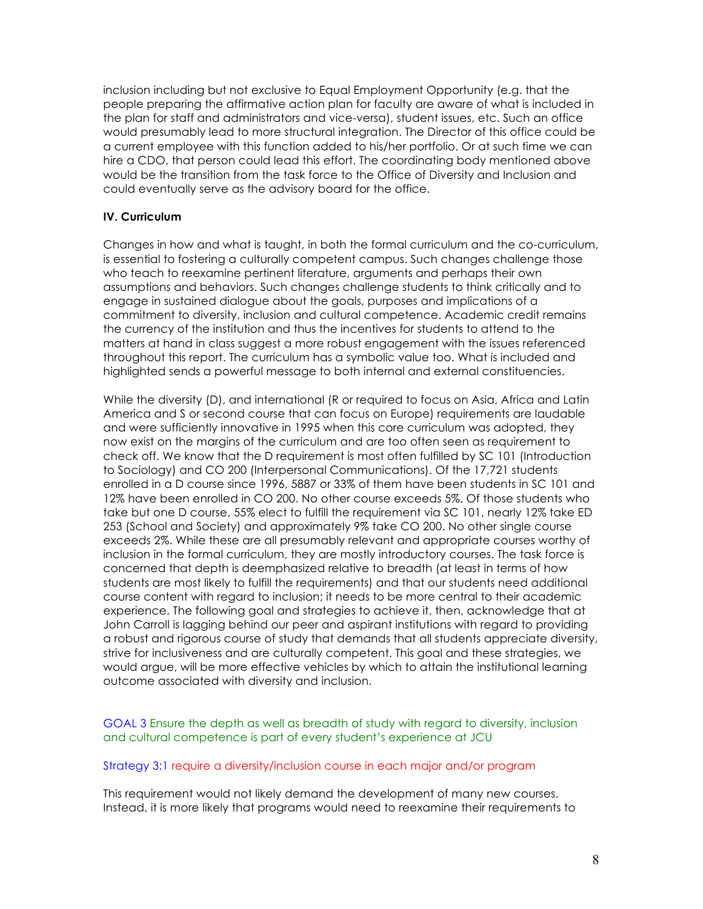inclusion including but not exclusive to Equal Employment Opportunity (e.g. that the people preparing the affirmative action plan for faculty are aware of what is included in the plan for staff and administrators and vice-versa), student issues, etc. Such an office would presumably lead to more structural integration. The Director of this office could be a current employee with this function added to his/her portfolio. Or at such time we can hire a CDO, that person could lead this effort. The coordinating body mentioned above would be the transition from the task force to the Office of Diversity and Inclusion and could eventually serve as the advisory board for the office.

**IV. Curriculum**

Changes in how and what is taught, in both the formal curriculum and the co-curriculum, is essential to fostering a culturally competent campus. Such changes challenge those who teach to reexamine pertinent literature, arguments and perhaps their own assumptions and behaviors. Such changes challenge students to think critically and to engage in sustained dialogue about the goals, purposes and implications of a commitment to diversity, inclusion and cultural competence. Academic credit remains the currency of the institution and thus the incentives for students to attend to the matters at hand in class suggest a more robust engagement with the issues referenced throughout this report. The curriculum has a symbolic value too. What is included and highlighted sends a powerful message to both internal and external constituencies.

While the diversity (D), and international (R or required to focus on Asia, Africa and Latin America and S or second course that can focus on Europe) requirements are laudable and were sufficiently innovative in 1995 when this core curriculum was adopted, they now exist on the margins of the curriculum and are too often seen as requirement to check off. We know that the D requirement is most often fulfilled by SC 101 (Introduction to Sociology) and CO 200 (Interpersonal Communications). Of the 17,721 students enrolled in a D course since 1996, 5887 or 33% of them have been students in SC 101 and 12% have been enrolled in CO 200. No other course exceeds 5%. Of those students who take but one D course, 55% elect to fulfill the requirement via SC 101, nearly 12% take ED 253 (School and Society) and approximately 9% take CO 200. No other single course exceeds 2%. While these are all presumably relevant and appropriate courses worthy of inclusion in the formal curriculum, they are mostly introductory courses. The task force is concerned that depth is deemphasized relative to breadth (at least in terms of how students are most likely to fulfill the requirements) and that our students need additional course content with regard to inclusion; it needs to be more central to their academic experience. The following goal and strategies to achieve it, then, acknowledge that at John Carroll is lagging behind our peer and aspirant institutions with regard to providing a robust and rigorous course of study that demands that all students appreciate diversity, strive for inclusiveness and are culturally competent. This goal and these strategies, we would argue, will be more effective vehicles by which to attain the institutional learning outcome associated with diversity and inclusion.

GOAL 3 Ensure the depth as well as breadth of study with regard to diversity, inclusion and cultural competence is part of every student's experience at JCU

Strategy 3:1 require a diversity/inclusion course in each major and/or program

This requirement would not likely demand the development of many new courses. Instead, it is more likely that programs would need to reexamine their requirements to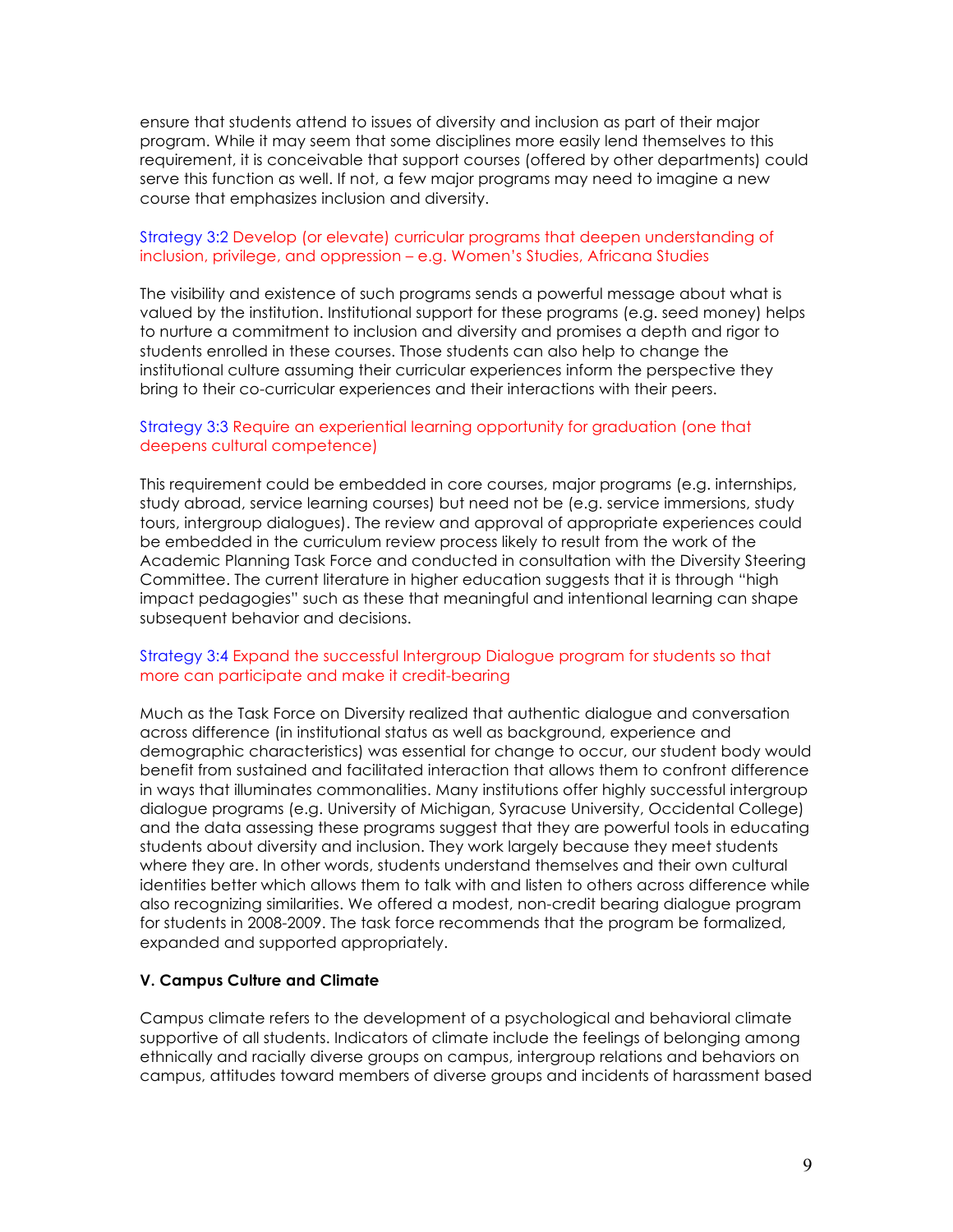ensure that students attend to issues of diversity and inclusion as part of their major program. While it may seem that some disciplines more easily lend themselves to this requirement, it is conceivable that support courses (offered by other departments) could serve this function as well. If not, a few major programs may need to imagine a new course that emphasizes inclusion and diversity.

Strategy 3:2 Develop (or elevate) curricular programs that deepen understanding of inclusion, privilege, and oppression – e.g. Women's Studies, Africana Studies

The visibility and existence of such programs sends a powerful message about what is valued by the institution. Institutional support for these programs (e.g. seed money) helps to nurture a commitment to inclusion and diversity and promises a depth and rigor to students enrolled in these courses. Those students can also help to change the institutional culture assuming their curricular experiences inform the perspective they bring to their co-curricular experiences and their interactions with their peers.

Strategy 3:3 Require an experiential learning opportunity for graduation (one that deepens cultural competence)

This requirement could be embedded in core courses, major programs (e.g. internships, study abroad, service learning courses) but need not be (e.g. service immersions, study tours, intergroup dialogues). The review and approval of appropriate experiences could be embedded in the curriculum review process likely to result from the work of the Academic Planning Task Force and conducted in consultation with the Diversity Steering Committee. The current literature in higher education suggests that it is through "high impact pedagogies" such as these that meaningful and intentional learning can shape subsequent behavior and decisions.

Strategy 3:4 Expand the successful Intergroup Dialogue program for students so that more can participate and make it credit-bearing

Much as the Task Force on Diversity realized that authentic dialogue and conversation across difference (in institutional status as well as background, experience and demographic characteristics) was essential for change to occur, our student body would benefit from sustained and facilitated interaction that allows them to confront difference in ways that illuminates commonalities. Many institutions offer highly successful intergroup dialogue programs (e.g. University of Michigan, Syracuse University, Occidental College) and the data assessing these programs suggest that they are powerful tools in educating students about diversity and inclusion. They work largely because they meet students where they are. In other words, students understand themselves and their own cultural identities better which allows them to talk with and listen to others across difference while also recognizing similarities. We offered a modest, non-credit bearing dialogue program for students in 2008-2009. The task force recommends that the program be formalized, expanded and supported appropriately.

**V. Campus Culture and Climate**

Campus climate refers to the development of a psychological and behavioral climate supportive of all students. Indicators of climate include the feelings of belonging among ethnically and racially diverse groups on campus, intergroup relations and behaviors on campus, attitudes toward members of diverse groups and incidents of harassment based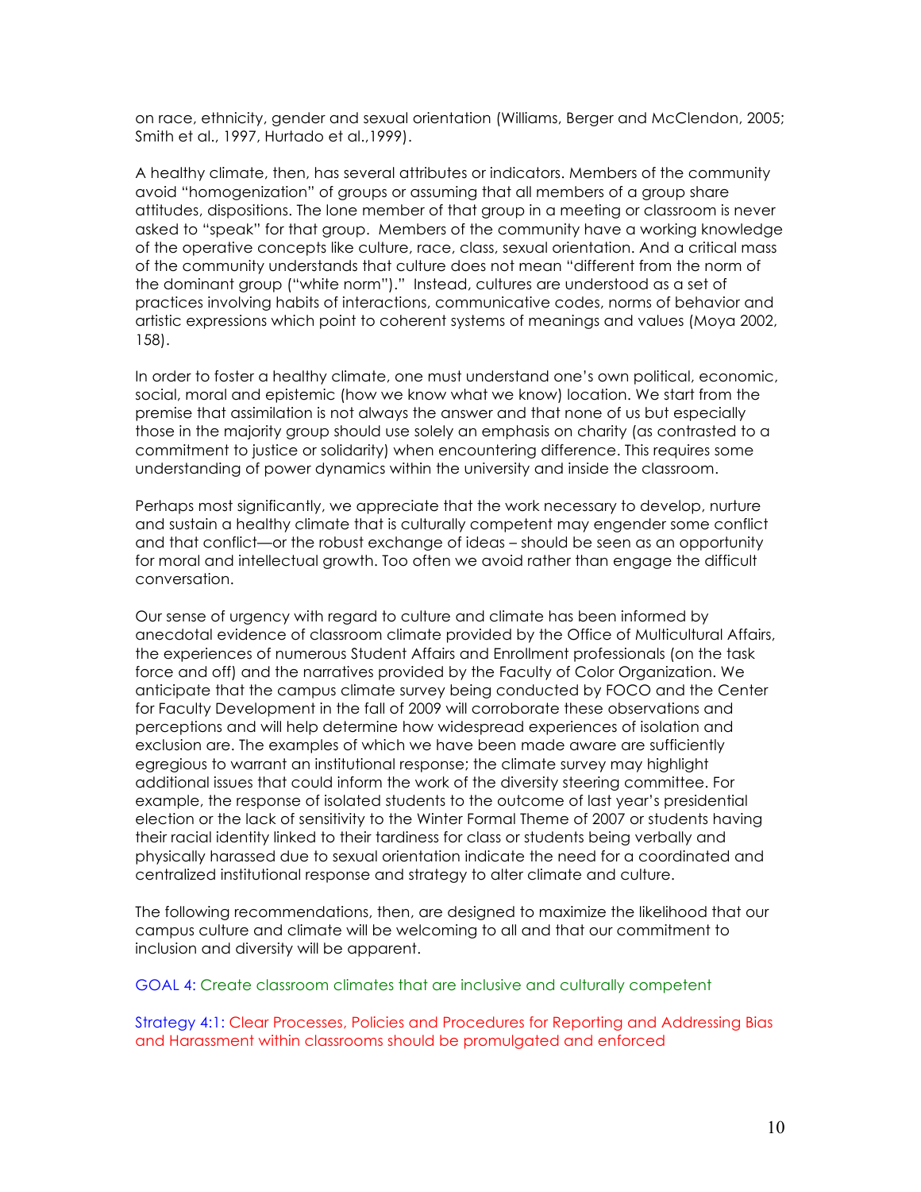on race, ethnicity, gender and sexual orientation (Williams, Berger and McClendon, 2005; Smith et al., 1997, Hurtado et al.,1999).

A healthy climate, then, has several attributes or indicators. Members of the community avoid "homogenization" of groups or assuming that all members of a group share attitudes, dispositions. The lone member of that group in a meeting or classroom is never asked to "speak" for that group. Members of the community have a working knowledge of the operative concepts like culture, race, class, sexual orientation. And a critical mass of the community understands that culture does not mean "different from the norm of the dominant group ("white norm")." Instead, cultures are understood as a set of practices involving habits of interactions, communicative codes, norms of behavior and artistic expressions which point to coherent systems of meanings and values (Moya 2002, 158).

In order to foster a healthy climate, one must understand one's own political, economic, social, moral and epistemic (how we know what we know) location. We start from the premise that assimilation is not always the answer and that none of us but especially those in the majority group should use solely an emphasis on charity (as contrasted to a commitment to justice or solidarity) when encountering difference. This requires some understanding of power dynamics within the university and inside the classroom.

Perhaps most significantly, we appreciate that the work necessary to develop, nurture and sustain a healthy climate that is culturally competent may engender some conflict and that conflict—or the robust exchange of ideas – should be seen as an opportunity for moral and intellectual growth. Too often we avoid rather than engage the difficult conversation.

Our sense of urgency with regard to culture and climate has been informed by anecdotal evidence of classroom climate provided by the Office of Multicultural Affairs, the experiences of numerous Student Affairs and Enrollment professionals (on the task force and off) and the narratives provided by the Faculty of Color Organization. We anticipate that the campus climate survey being conducted by FOCO and the Center for Faculty Development in the fall of 2009 will corroborate these observations and perceptions and will help determine how widespread experiences of isolation and exclusion are. The examples of which we have been made aware are sufficiently egregious to warrant an institutional response; the climate survey may highlight additional issues that could inform the work of the diversity steering committee. For example, the response of isolated students to the outcome of last year's presidential election or the lack of sensitivity to the Winter Formal Theme of 2007 or students having their racial identity linked to their tardiness for class or students being verbally and physically harassed due to sexual orientation indicate the need for a coordinated and centralized institutional response and strategy to alter climate and culture.

The following recommendations, then, are designed to maximize the likelihood that our campus culture and climate will be welcoming to all and that our commitment to inclusion and diversity will be apparent.

GOAL 4: Create classroom climates that are inclusive and culturally competent

Strategy 4:1: Clear Processes, Policies and Procedures for Reporting and Addressing Bias and Harassment within classrooms should be promulgated and enforced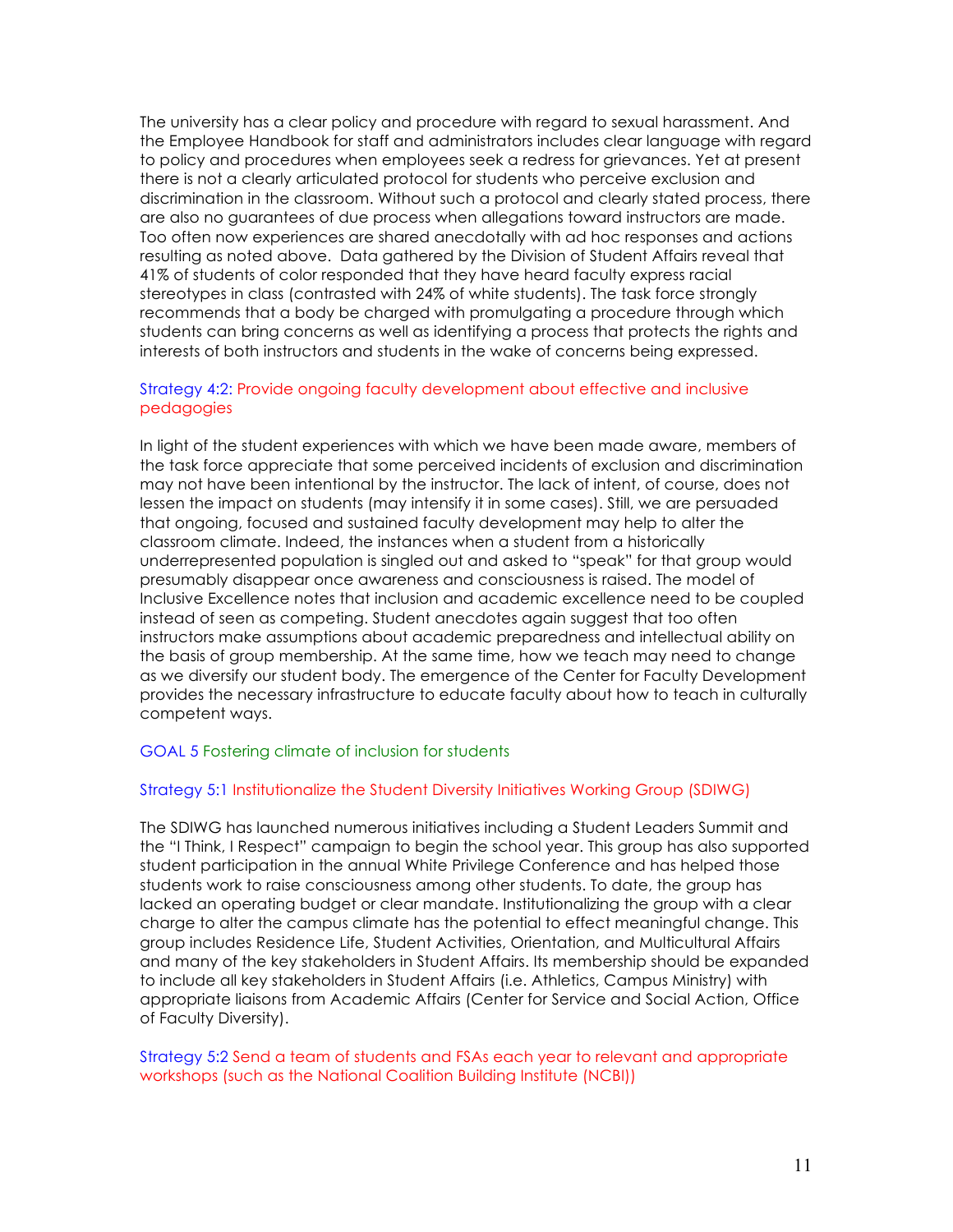The university has a clear policy and procedure with regard to sexual harassment. And the Employee Handbook for staff and administrators includes clear language with regard to policy and procedures when employees seek a redress for grievances. Yet at present there is not a clearly articulated protocol for students who perceive exclusion and discrimination in the classroom. Without such a protocol and clearly stated process, there are also no guarantees of due process when allegations toward instructors are made. Too often now experiences are shared anecdotally with ad hoc responses and actions resulting as noted above. Data gathered by the Division of Student Affairs reveal that 41% of students of color responded that they have heard faculty express racial stereotypes in class (contrasted with 24% of white students). The task force strongly recommends that a body be charged with promulgating a procedure through which students can bring concerns as well as identifying a process that protects the rights and interests of both instructors and students in the wake of concerns being expressed.

### Strategy 4:2: Provide ongoing faculty development about effective and inclusive pedagogies

In light of the student experiences with which we have been made aware, members of the task force appreciate that some perceived incidents of exclusion and discrimination may not have been intentional by the instructor. The lack of intent, of course, does not lessen the impact on students (may intensify it in some cases). Still, we are persuaded that ongoing, focused and sustained faculty development may help to alter the classroom climate. Indeed, the instances when a student from a historically underrepresented population is singled out and asked to "speak" for that group would presumably disappear once awareness and consciousness is raised. The model of Inclusive Excellence notes that inclusion and academic excellence need to be coupled instead of seen as competing. Student anecdotes again suggest that too often instructors make assumptions about academic preparedness and intellectual ability on the basis of group membership. At the same time, how we teach may need to change as we diversify our student body. The emergence of the Center for Faculty Development provides the necessary infrastructure to educate faculty about how to teach in culturally competent ways.

## GOAL 5 Fostering climate of inclusion for students

### Strategy 5:1 Institutionalize the Student Diversity Initiatives Working Group (SDIWG)

The SDIWG has launched numerous initiatives including a Student Leaders Summit and the "I Think, I Respect" campaign to begin the school year. This group has also supported student participation in the annual White Privilege Conference and has helped those students work to raise consciousness among other students. To date, the group has lacked an operating budget or clear mandate. Institutionalizing the group with a clear charge to alter the campus climate has the potential to effect meaningful change. This group includes Residence Life, Student Activities, Orientation, and Multicultural Affairs and many of the key stakeholders in Student Affairs. Its membership should be expanded to include all key stakeholders in Student Affairs (i.e. Athletics, Campus Ministry) with appropriate liaisons from Academic Affairs (Center for Service and Social Action, Office of Faculty Diversity).

### Strategy 5:2 Send a team of students and FSAs each year to relevant and appropriate workshops (such as the National Coalition Building Institute (NCBI))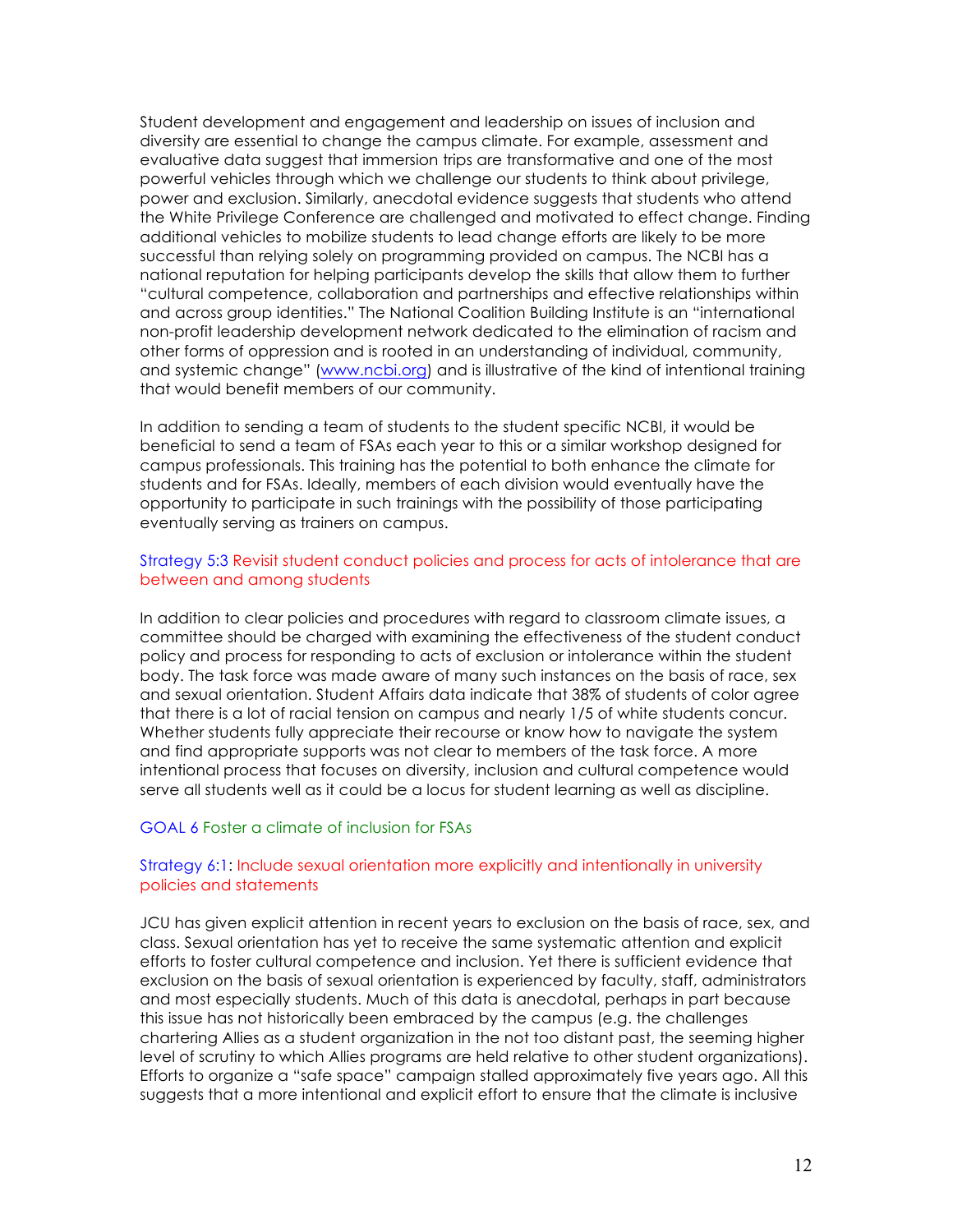Student development and engagement and leadership on issues of inclusion and diversity are essential to change the campus climate. For example, assessment and evaluative data suggest that immersion trips are transformative and one of the most powerful vehicles through which we challenge our students to think about privilege, power and exclusion. Similarly, anecdotal evidence suggests that students who attend the White Privilege Conference are challenged and motivated to effect change. Finding additional vehicles to mobilize students to lead change efforts are likely to be more successful than relying solely on programming provided on campus. The NCBI has a national reputation for helping participants develop the skills that allow them to further "cultural competence, collaboration and partnerships and effective relationships within and across group identities." The National Coalition Building Institute is an "international non-profit leadership development network dedicated to the elimination of racism and other forms of oppression and is rooted in an understanding of individual, community, and systemic change" ([www.ncbi.org](www.ncbi.org)) and is illustrative of the kind of intentional training that would benefit members of our community.

In addition to sending a team of students to the student specific NCBI, it would be beneficial to send a team of FSAs each year to this or a similar workshop designed for campus professionals. This training has the potential to both enhance the climate for students and for FSAs. Ideally, members of each division would eventually have the opportunity to participate in such trainings with the possibility of those participating eventually serving as trainers on campus.

### Strategy 5:3 Revisit student conduct policies and process for acts of intolerance that are between and among students

In addition to clear policies and procedures with regard to classroom climate issues, a committee should be charged with examining the effectiveness of the student conduct policy and process for responding to acts of exclusion or intolerance within the student body. The task force was made aware of many such instances on the basis of race, sex and sexual orientation. Student Affairs data indicate that 38% of students of color agree that there is a lot of racial tension on campus and nearly 1/5 of white students concur. Whether students fully appreciate their recourse or know how to navigate the system and find appropriate supports was not clear to members of the task force. A more intentional process that focuses on diversity, inclusion and cultural competence would serve all students well as it could be a locus for student learning as well as discipline.

## GOAL 6 Foster a climate of inclusion for FSAs

### Strategy 6:1: Include sexual orientation more explicitly and intentionally in university policies and statements

JCU has given explicit attention in recent years to exclusion on the basis of race, sex, and class. Sexual orientation has yet to receive the same systematic attention and explicit efforts to foster cultural competence and inclusion. Yet there is sufficient evidence that exclusion on the basis of sexual orientation is experienced by faculty, staff, administrators and most especially students. Much of this data is anecdotal, perhaps in part because this issue has not historically been embraced by the campus (e.g. the challenges chartering Allies as a student organization in the not too distant past, the seeming higher level of scrutiny to which Allies programs are held relative to other student organizations). Efforts to organize a "safe space" campaign stalled approximately five years ago. All this suggests that a more intentional and explicit effort to ensure that the climate is inclusive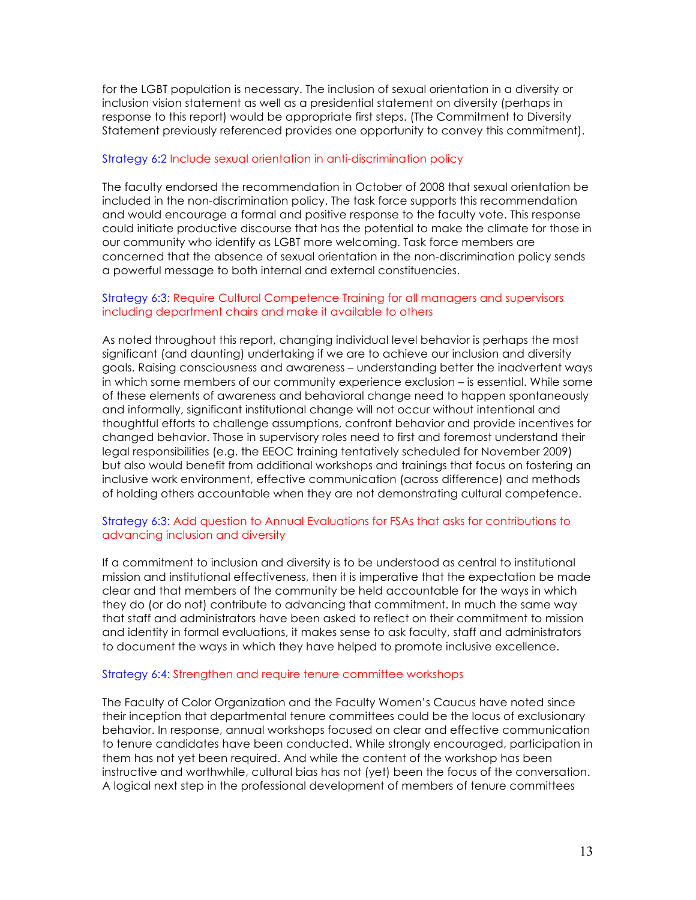for the LGBT population is necessary. The inclusion of sexual orientation in a diversity or inclusion vision statement as well as a presidential statement on diversity (perhaps in response to this report) would be appropriate first steps. (The Commitment to Diversity Statement previously referenced provides one opportunity to convey this commitment).

### Strategy 6:2 Include sexual orientation in anti-discrimination policy

The faculty endorsed the recommendation in October of 2008 that sexual orientation be included in the non-discrimination policy. The task force supports this recommendation and would encourage a formal and positive response to the faculty vote. This response could initiate productive discourse that has the potential to make the climate for those in our community who identify as LGBT more welcoming. Task force members are concerned that the absence of sexual orientation in the non-discrimination policy sends a powerful message to both internal and external constituencies.

### Strategy 6:3: Require Cultural Competence Training for all managers and supervisors including department chairs and make it available to others

As noted throughout this report, changing individual level behavior is perhaps the most significant (and daunting) undertaking if we are to achieve our inclusion and diversity goals. Raising consciousness and awareness – understanding better the inadvertent ways in which some members of our community experience exclusion – is essential. While some of these elements of awareness and behavioral change need to happen spontaneously and informally, significant institutional change will not occur without intentional and thoughtful efforts to challenge assumptions, confront behavior and provide incentives for changed behavior. Those in supervisory roles need to first and foremost understand their legal responsibilities (e.g. the EEOC training tentatively scheduled for November 2009) but also would benefit from additional workshops and trainings that focus on fostering an inclusive work environment, effective communication (across difference) and methods of holding others accountable when they are not demonstrating cultural competence.

### Strategy 6:3: Add question to Annual Evaluations for FSAs that asks for contributions to advancing inclusion and diversity

If a commitment to inclusion and diversity is to be understood as central to institutional mission and institutional effectiveness, then it is imperative that the expectation be made clear and that members of the community be held accountable for the ways in which they do (or do not) contribute to advancing that commitment. In much the same way that staff and administrators have been asked to reflect on their commitment to mission and identity in formal evaluations, it makes sense to ask faculty, staff and administrators to document the ways in which they have helped to promote inclusive excellence.

### Strategy 6:4: Strengthen and require tenure committee workshops

The Faculty of Color Organization and the Faculty Women's Caucus have noted since their inception that departmental tenure committees could be the locus of exclusionary behavior. In response, annual workshops focused on clear and effective communication to tenure candidates have been conducted. While strongly encouraged, participation in them has not yet been required. And while the content of the workshop has been instructive and worthwhile, cultural bias has not (yet) been the focus of the conversation. A logical next step in the professional development of members of tenure committees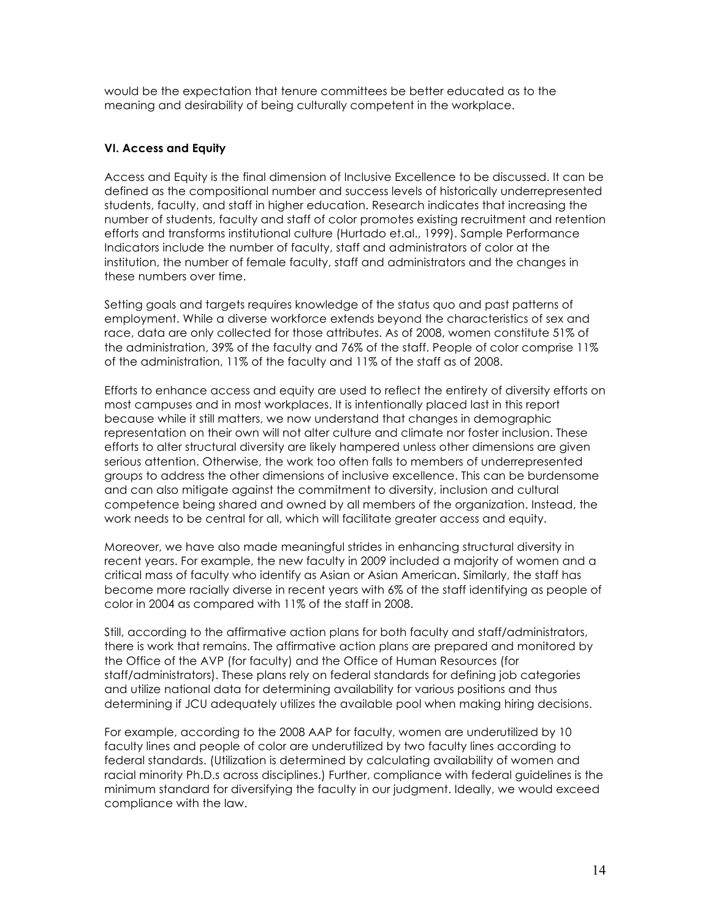would be the expectation that tenure committees be better educated as to the meaning and desirability of being culturally competent in the workplace.

### VI. Access and Equity

Access and Equity is the final dimension of Inclusive Excellence to be discussed. It can be defined as the compositional number and success levels of historically underrepresented students, faculty, and staff in higher education. Research indicates that increasing the number of students, faculty and staff of color promotes existing recruitment and retention efforts and transforms institutional culture (Hurtado et.al., 1999). Sample Performance Indicators include the number of faculty, staff and administrators of color at the institution, the number of female faculty, staff and administrators and the changes in these numbers over time.

Setting goals and targets requires knowledge of the status quo and past patterns of employment. While a diverse workforce extends beyond the characteristics of sex and race, data are only collected for those attributes. As of 2008, women constitute 51% of the administration, 39% of the faculty and 76% of the staff. People of color comprise 11% of the administration, 11% of the faculty and 11% of the staff as of 2008.

Efforts to enhance access and equity are used to reflect the entirety of diversity efforts on most campuses and in most workplaces. It is intentionally placed last in this report because while it still matters, we now understand that changes in demographic representation on their own will not alter culture and climate nor foster inclusion. These efforts to alter structural diversity are likely hampered unless other dimensions are given serious attention. Otherwise, the work too often falls to members of underrepresented groups to address the other dimensions of inclusive excellence. This can be burdensome and can also mitigate against the commitment to diversity, inclusion and cultural competence being shared and owned by all members of the organization. Instead, the work needs to be central for all, which will facilitate greater access and equity.

Moreover, we have also made meaningful strides in enhancing structural diversity in recent years. For example, the new faculty in 2009 included a majority of women and a critical mass of faculty who identify as Asian or Asian American. Similarly, the staff has become more racially diverse in recent years with 6% of the staff identifying as people of color in 2004 as compared with 11% of the staff in 2008.

Still, according to the affirmative action plans for both faculty and staff/administrators, there is work that remains. The affirmative action plans are prepared and monitored by the Office of the AVP (for faculty) and the Office of Human Resources (for staff/administrators). These plans rely on federal standards for defining job categories and utilize national data for determining availability for various positions and thus determining if JCU adequately utilizes the available pool when making hiring decisions.

For example, according to the 2008 AAP for faculty, women are underutilized by 10 faculty lines and people of color are underutilized by two faculty lines according to federal standards. (Utilization is determined by calculating availability of women and racial minority Ph.D.s across disciplines.) Further, compliance with federal guidelines is the minimum standard for diversifying the faculty in our judgment. Ideally, we would exceed compliance with the law.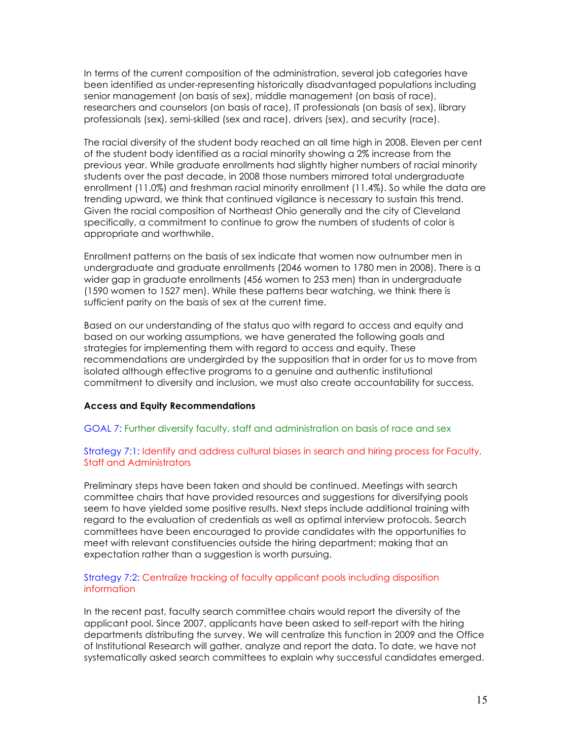In terms of the current composition of the administration, several job categories have been identified as under-representing historically disadvantaged populations including senior management (on basis of sex), middle management (on basis of race), researchers and counselors (on basis of race), IT professionals (on basis of sex), library professionals (sex), semi-skilled (sex and race), drivers (sex), and security (race).

The racial diversity of the student body reached an all time high in 2008. Eleven per cent of the student body identified as a racial minority showing a 2% increase from the previous year. While graduate enrollments had slightly higher numbers of racial minority students over the past decade, in 2008 those numbers mirrored total undergraduate enrollment (11.0%) and freshman racial minority enrollment (11.4%). So while the data are trending upward, we think that continued vigilance is necessary to sustain this trend. Given the racial composition of Northeast Ohio generally and the city of Cleveland specifically, a commitment to continue to grow the numbers of students of color is appropriate and worthwhile.

Enrollment patterns on the basis of sex indicate that women now outnumber men in undergraduate and graduate enrollments (2046 women to 1780 men in 2008). There is a wider gap in graduate enrollments (456 women to 253 men) than in undergraduate (1590 women to 1527 men). While these patterns bear watching, we think there is sufficient parity on the basis of sex at the current time.

Based on our understanding of the status quo with regard to access and equity and based on our working assumptions, we have generated the following goals and strategies for implementing them with regard to access and equity. These recommendations are undergirded by the supposition that in order for us to move from isolated although effective programs to a genuine and authentic institutional commitment to diversity and inclusion, we must also create accountability for success.

**Access and Equity Recommendations**

GOAL 7: Further diversify faculty, staff and administration on basis of race and sex

Strategy 7:1: Identify and address cultural biases in search and hiring process for Faculty, Staff and Administrators

Preliminary steps have been taken and should be continued. Meetings with search committee chairs that have provided resources and suggestions for diversifying pools seem to have yielded some positive results. Next steps include additional training with regard to the evaluation of credentials as well as optimal interview protocols. Search committees have been encouraged to provide candidates with the opportunities to meet with relevant constituencies outside the hiring department; making that an expectation rather than a suggestion is worth pursuing.

Strategy 7:2: Centralize tracking of faculty applicant pools including disposition information

In the recent past, faculty search committee chairs would report the diversity of the applicant pool. Since 2007, applicants have been asked to self-report with the hiring departments distributing the survey. We will centralize this function in 2009 and the Office of Institutional Research will gather, analyze and report the data. To date, we have not systematically asked search committees to explain why successful candidates emerged.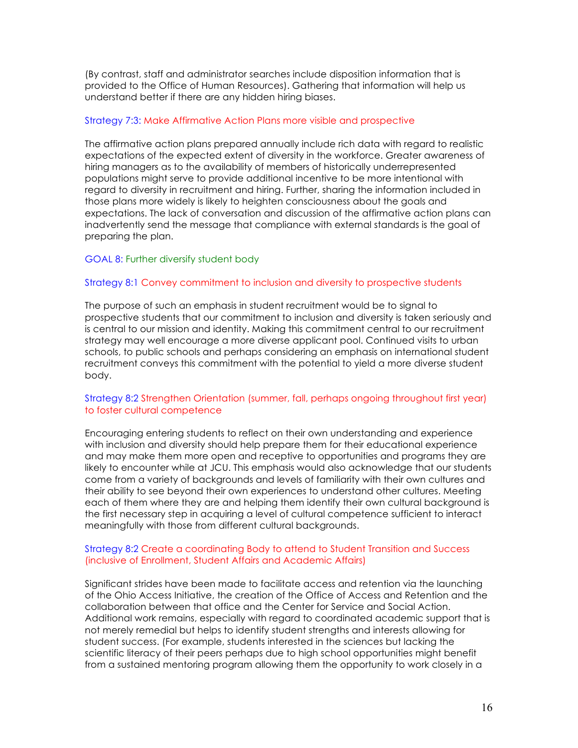(By contrast, staff and administrator searches include disposition information that is provided to the Office of Human Resources). Gathering that information will help us understand better if there are any hidden hiring biases.

### Strategy 7:3: Make Affirmative Action Plans more visible and prospective

The affirmative action plans prepared annually include rich data with regard to realistic expectations of the expected extent of diversity in the workforce. Greater awareness of hiring managers as to the availability of members of historically underrepresented populations might serve to provide additional incentive to be more intentional with regard to diversity in recruitment and hiring. Further, sharing the information included in those plans more widely is likely to heighten consciousness about the goals and expectations. The lack of conversation and discussion of the affirmative action plans can inadvertently send the message that compliance with external standards is the goal of preparing the plan.

## GOAL 8: Further diversify student body

### Strategy 8:1 Convey commitment to inclusion and diversity to prospective students

The purpose of such an emphasis in student recruitment would be to signal to prospective students that our commitment to inclusion and diversity is taken seriously and is central to our mission and identity. Making this commitment central to our recruitment strategy may well encourage a more diverse applicant pool. Continued visits to urban schools, to public schools and perhaps considering an emphasis on international student recruitment conveys this commitment with the potential to yield a more diverse student body.

### Strategy 8:2 Strengthen Orientation (summer, fall, perhaps ongoing throughout first year) to foster cultural competence

Encouraging entering students to reflect on their own understanding and experience with inclusion and diversity should help prepare them for their educational experience and may make them more open and receptive to opportunities and programs they are likely to encounter while at JCU. This emphasis would also acknowledge that our students come from a variety of backgrounds and levels of familiarity with their own cultures and their ability to see beyond their own experiences to understand other cultures. Meeting each of them where they are and helping them identify their own cultural background is the first necessary step in acquiring a level of cultural competence sufficient to interact meaningfully with those from different cultural backgrounds.

### Strategy 8:2 Create a coordinating Body to attend to Student Transition and Success (inclusive of Enrollment, Student Affairs and Academic Affairs)

Significant strides have been made to facilitate access and retention via the launching of the Ohio Access Initiative, the creation of the Office of Access and Retention and the collaboration between that office and the Center for Service and Social Action. Additional work remains, especially with regard to coordinated academic support that is not merely remedial but helps to identify student strengths and interests allowing for student success. (For example, students interested in the sciences but lacking the scientific literacy of their peers perhaps due to high school opportunities might benefit from a sustained mentoring program allowing them the opportunity to work closely in a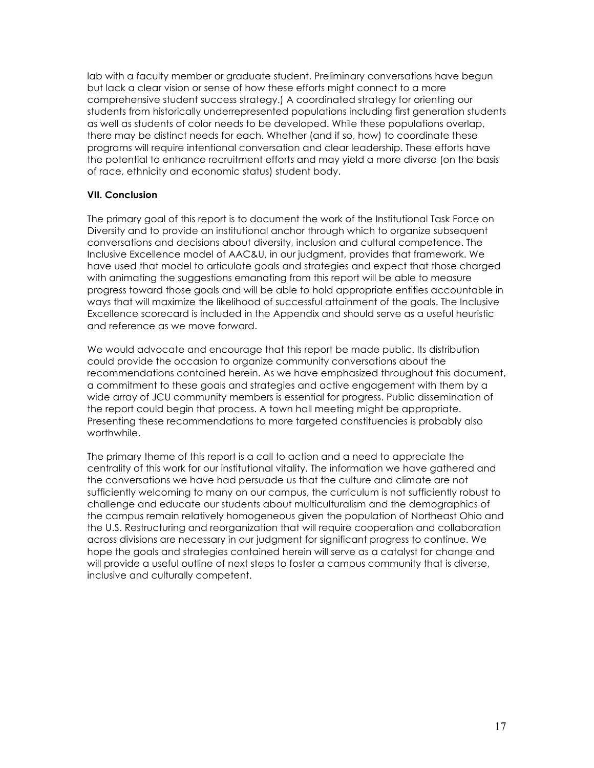lab with a faculty member or graduate student. Preliminary conversations have begun but lack a clear vision or sense of how these efforts might connect to a more comprehensive student success strategy.) A coordinated strategy for orienting our students from historically underrepresented populations including first generation students as well as students of color needs to be developed. While these populations overlap, there may be distinct needs for each. Whether (and if so, how) to coordinate these programs will require intentional conversation and clear leadership. These efforts have the potential to enhance recruitment efforts and may yield a more diverse (on the basis of race, ethnicity and economic status) student body.

**VII. Conclusion**

The primary goal of this report is to document the work of the Institutional Task Force on Diversity and to provide an institutional anchor through which to organize subsequent conversations and decisions about diversity, inclusion and cultural competence. The Inclusive Excellence model of AAC&U, in our judgment, provides that framework. We have used that model to articulate goals and strategies and expect that those charged with animating the suggestions emanating from this report will be able to measure progress toward those goals and will be able to hold appropriate entities accountable in ways that will maximize the likelihood of successful attainment of the goals. The Inclusive Excellence scorecard is included in the Appendix and should serve as a useful heuristic and reference as we move forward.

We would advocate and encourage that this report be made public. Its distribution could provide the occasion to organize community conversations about the recommendations contained herein. As we have emphasized throughout this document, a commitment to these goals and strategies and active engagement with them by a wide array of JCU community members is essential for progress. Public dissemination of the report could begin that process. A town hall meeting might be appropriate. Presenting these recommendations to more targeted constituencies is probably also worthwhile.

The primary theme of this report is a call to action and a need to appreciate the centrality of this work for our institutional vitality. The information we have gathered and the conversations we have had persuade us that the culture and climate are not sufficiently welcoming to many on our campus, the curriculum is not sufficiently robust to challenge and educate our students about multiculturalism and the demographics of the campus remain relatively homogeneous given the population of Northeast Ohio and the U.S. Restructuring and reorganization that will require cooperation and collaboration across divisions are necessary in our judgment for significant progress to continue. We hope the goals and strategies contained herein will serve as a catalyst for change and will provide a useful outline of next steps to foster a campus community that is diverse, inclusive and culturally competent.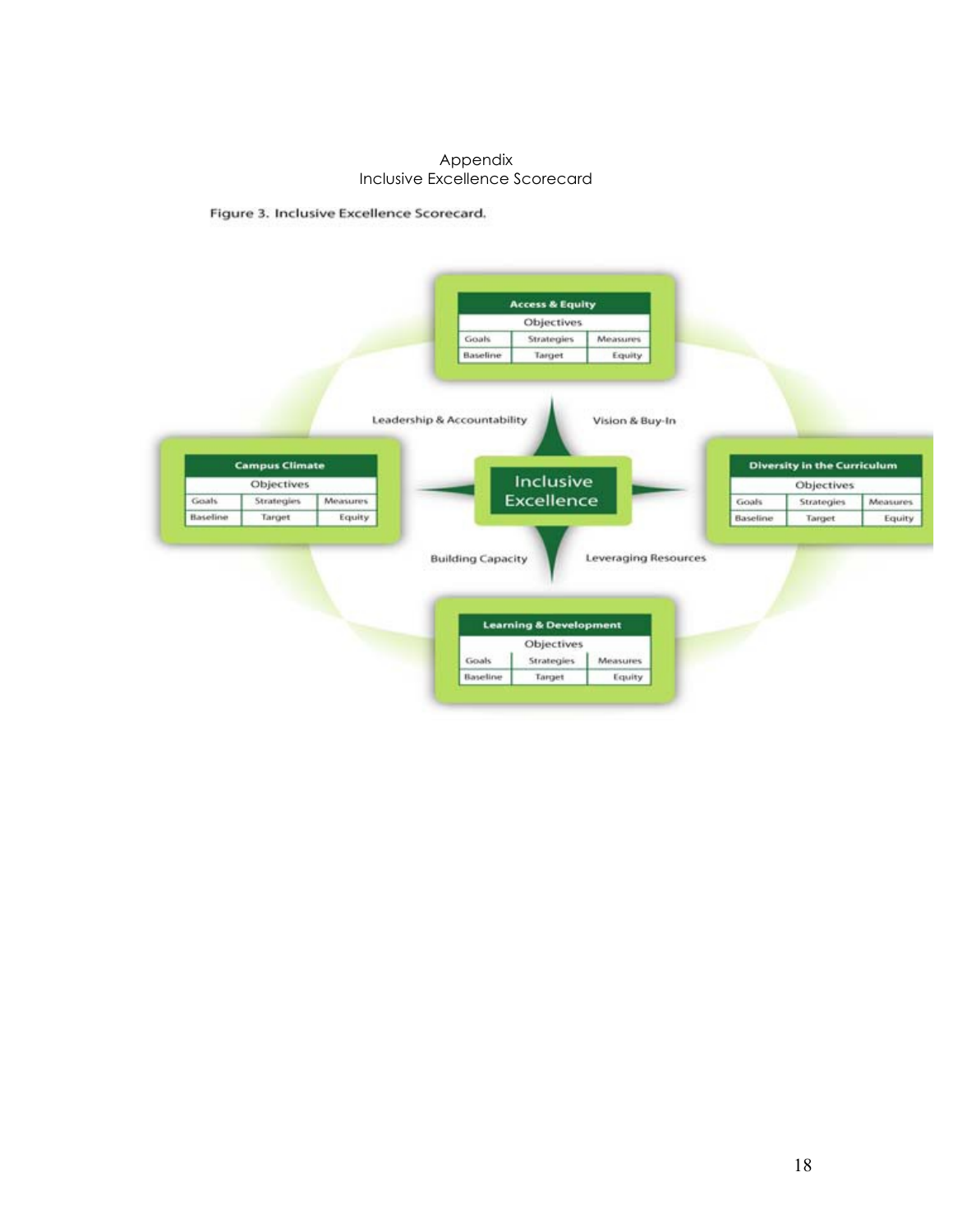# Appendix
## Inclusive Excellence Scorecard

**Figure 3. Inclusive Excellence Scorecard.**

**Access & Equity**

| Objectives | | |
|---|---|---|
| Goals | Strategies | Measures |
| Baseline | Target | Equity |

**Campus Climate**

| Objectives | | |
|---|---|---|
| Goals | Strategies | Measures |
| Baseline | Target | Equity |

**Diversity in the Curriculum**

| Objectives | | |
|---|---|---|
| Goals | Strategies | Measures |
| Baseline | Target | Equity |

**Learning & Development**

| Objectives | | |
|---|---|---|
| Goals | Strategies | Measures |
| Baseline | Target | Equity |

Inclusive Excellence

Leadership & Accountability

Vision & Buy-In

Building Capacity

Leveraging Resources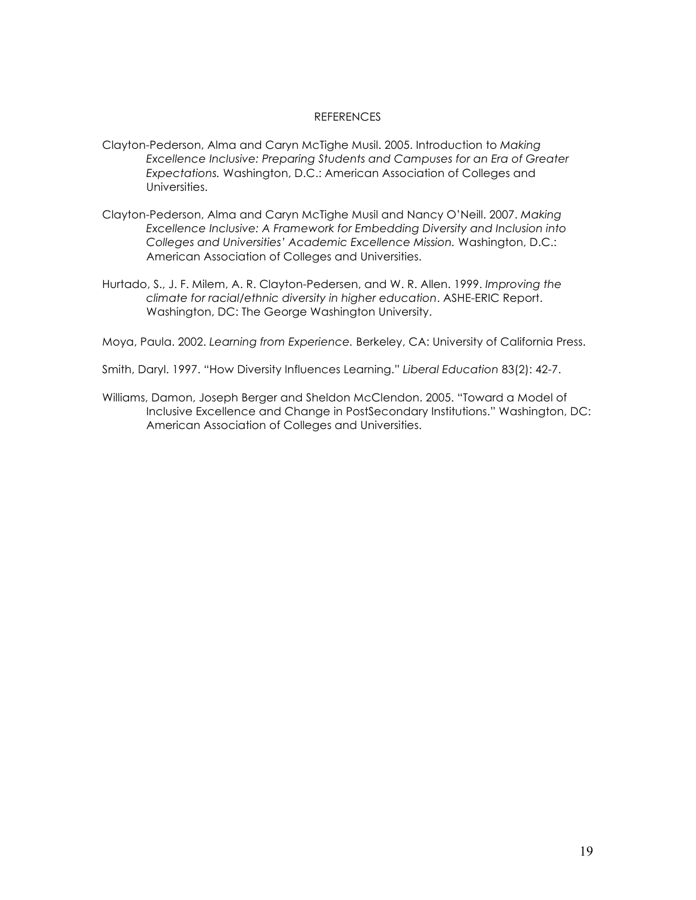# REFERENCES

Clayton-Pederson, Alma and Caryn McTighe Musil. 2005. Introduction to *Making Excellence Inclusive: Preparing Students and Campuses for an Era of Greater Expectations.* Washington, D.C.: American Association of Colleges and Universities.

Clayton-Pederson, Alma and Caryn McTighe Musil and Nancy O'Neill. 2007. *Making Excellence Inclusive: A Framework for Embedding Diversity and Inclusion into Colleges and Universities' Academic Excellence Mission.* Washington, D.C.: American Association of Colleges and Universities.

Hurtado, S., J. F. Milem, A. R. Clayton-Pedersen, and W. R. Allen. 1999. *Improving the climate for racial/ethnic diversity in higher education*. ASHE-ERIC Report. Washington, DC: The George Washington University.

Moya, Paula. 2002. *Learning from Experience.* Berkeley, CA: University of California Press.

Smith, Daryl. 1997. "How Diversity Influences Learning." *Liberal Education* 83(2): 42-7.

Williams, Damon, Joseph Berger and Sheldon McClendon. 2005. "Toward a Model of Inclusive Excellence and Change in PostSecondary Institutions." Washington, DC: American Association of Colleges and Universities.